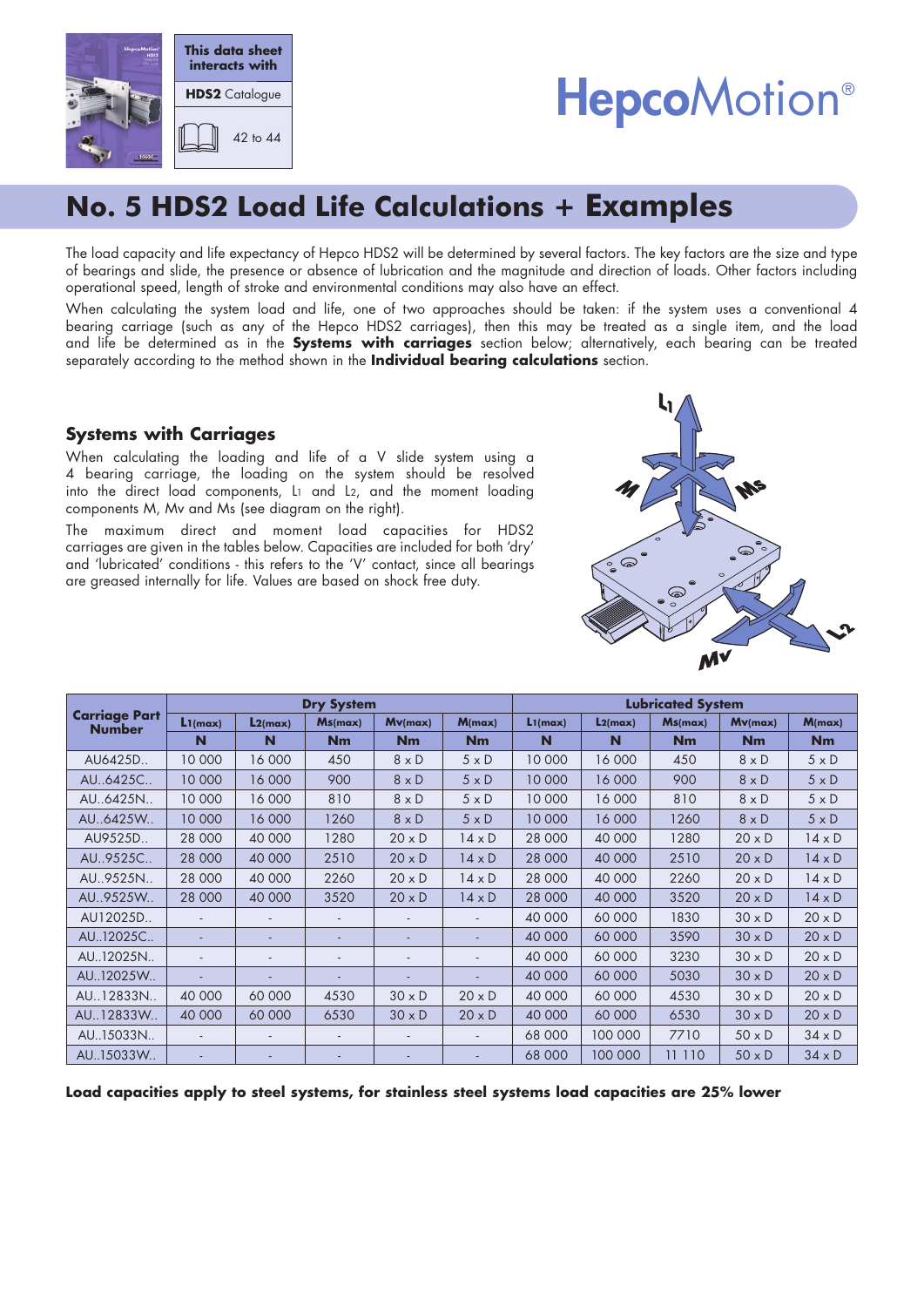This data sheet interacts with

**HDS2** Catalogue

42 to 44

# No. 5 HDS2 Load Life Calculations + Examples

The load capacity and life expectancy of Hepco HDS2 will be determined by several factors. The key factors are the size and type of bearings and slide, the presence or absence of lubrication and the magnitude and direction of loads. Other factors including operational speed, length of stroke and environmental conditions may also have an effect.

When calculating the system load and life, one of two approaches should be taken: if the system uses a conventional 4 bearing carriage (such as any of the Hepco HDS2 carriages), then this may be treated as a single item, and the load and life be determined as in the **Systems with carriages** section below; alternatively, each bearing can be treated separately according to the method shown in the **Individual bearing calculations** section.

## Systems with Carriages

When calculating the loading and life of a V slide system using a 4 bearing carriage, the loading on the system should be resolved into the direct load components, $L_1$ and $L_2$, and the moment loading components M, Mv and Ms (see diagram on the right).

The maximum direct and moment load capacities for HDS2 carriages are given in the tables below. Capacities are included for both 'dry' and 'lubricated' conditions - this refers to the 'V' contact, since all bearings are greased internally for life. Values are based on shock free duty.

| Carriage Part Number | Dry System | | | | | Lubricated System | | | | |
|---|---|---|---|---|---|---|---|---|---|---|
| | $L_{1(max)}$ | $L_{2(max)}$ | $M_{s(max)}$ | $M_{v(max)}$ | $M_{(max)}$ | $L_{1(max)}$ | $L_{2(max)}$ | $M_{s(max)}$ | $M_{v(max)}$ | $M_{(max)}$ |
| | N | N | Nm | Nm | Nm | N | N | Nm | Nm | Nm |
| AU6425D.. | 10 000 | 16 000 | 450 | 8 x D | 5 x D | 10 000 | 16 000 | 450 | 8 x D | 5 x D |
| AU..6425C.. | 10 000 | 16 000 | 900 | 8 x D | 5 x D | 10 000 | 16 000 | 900 | 8 x D | 5 x D |
| AU..6425N.. | 10 000 | 16 000 | 810 | 8 x D | 5 x D | 10 000 | 16 000 | 810 | 8 x D | 5 x D |
| AU..6425W.. | 10 000 | 16 000 | 1260 | 8 x D | 5 x D | 10 000 | 16 000 | 1260 | 8 x D | 5 x D |
| AU9525D.. | 28 000 | 40 000 | 1280 | 20 x D | 14 x D | 28 000 | 40 000 | 1280 | 20 x D | 14 x D |
| AU..9525C.. | 28 000 | 40 000 | 2510 | 20 x D | 14 x D | 28 000 | 40 000 | 2510 | 20 x D | 14 x D |
| AU..9525N.. | 28 000 | 40 000 | 2260 | 20 x D | 14 x D | 28 000 | 40 000 | 2260 | 20 x D | 14 x D |
| AU..9525W.. | 28 000 | 40 000 | 3520 | 20 x D | 14 x D | 28 000 | 40 000 | 3520 | 20 x D | 14 x D |
| AU12025D.. | - | - | - | - | - | 40 000 | 60 000 | 1830 | 30 x D | 20 x D |
| AU..12025C.. | - | - | - | - | - | 40 000 | 60 000 | 3590 | 30 x D | 20 x D |
| AU..12025N.. | - | - | - | - | - | 40 000 | 60 000 | 3230 | 30 x D | 20 x D |
| AU..12025W.. | - | - | - | - | - | 40 000 | 60 000 | 5030 | 30 x D | 20 x D |
| AU..12833N.. | 40 000 | 60 000 | 4530 | 30 x D | 20 x D | 40 000 | 60 000 | 4530 | 30 x D | 20 x D |
| AU..12833W.. | 40 000 | 60 000 | 6530 | 30 x D | 20 x D | 40 000 | 60 000 | 6530 | 30 x D | 20 x D |
| AU..15033N.. | - | - | - | - | - | 68 000 | 100 000 | 7710 | 50 x D | 34 x D |
| AU..15033W.. | - | - | - | - | - | 68 000 | 100 000 | 11 110 | 50 x D | 34 x D |

**Load capacities apply to steel systems, for stainless steel systems load capacities are 25% lower**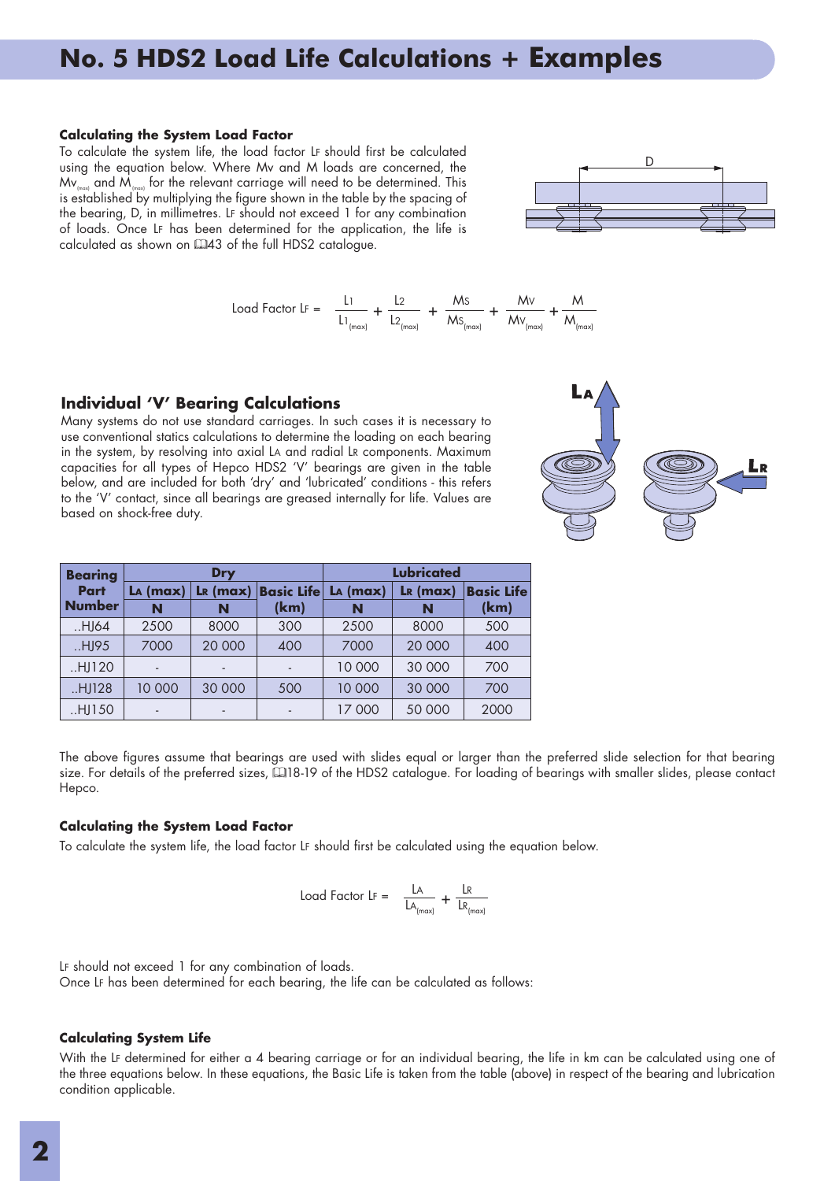# No. 5 HDS2 Load Life Calculations + Examples

### Calculating the System Load Factor

To calculate the system life, the load factor $L_F$ should first be calculated using the equation below. Where $M_V$ and $M$ loads are concerned, the $M_{V(max)}$ and $M_{(max)}$ for the relevant carriage will need to be determined. This is established by multiplying the figure shown in the table by the spacing of the bearing, D, in millimetres. $L_F$ should not exceed 1 for any combination of loads. Once $L_F$ has been determined for the application, the life is calculated as shown on 📖43 of the full HDS2 catalogue.

$$\text{Load Factor } L_F = \frac{L_1}{L_{1(max)}} + \frac{L_2}{L_{2(max)}} + \frac{M_S}{M_{S(max)}} + \frac{M_V}{M_{V(max)}} + \frac{M}{M_{(max)}}$$

## Individual 'V' Bearing Calculations

Many systems do not use standard carriages. In such cases it is necessary to use conventional statics calculations to determine the loading on each bearing in the system, by resolving into axial $L_A$ and radial $L_R$ components. Maximum capacities for all types of Hepco HDS2 'V' bearings are given in the table below, and are included for both 'dry' and 'lubricated' conditions - this refers to the 'V' contact, since all bearings are greased internally for life. Values are based on shock-free duty.

| Bearing Part Number | Dry | | | Lubricated | | |
|---|---|---|---|---|---|---|
| | $L_A$ (max) N | $L_R$ (max) N | Basic Life (km) | $L_A$ (max) N | $L_R$ (max) N | Basic Life (km) |
| ..HJ64 | 2500 | 8000 | 300 | 2500 | 8000 | 500 |
| ..HJ95 | 7000 | 20 000 | 400 | 7000 | 20 000 | 400 |
| ..HJ120 | - | - | - | 10 000 | 30 000 | 700 |
| ..HJ128 | 10 000 | 30 000 | 500 | 10 000 | 30 000 | 700 |
| ..HJ150 | - | - | - | 17 000 | 50 000 | 2000 |

The above figures assume that bearings are used with slides equal or larger than the preferred slide selection for that bearing size. For details of the preferred sizes, 📖18-19 of the HDS2 catalogue. For loading of bearings with smaller slides, please contact Hepco.

### Calculating the System Load Factor

To calculate the system life, the load factor $L_F$ should first be calculated using the equation below.

$$\text{Load Factor } L_F = \frac{L_A}{L_{A(max)}} + \frac{L_R}{L_{R(max)}}$$

$L_F$ should not exceed 1 for any combination of loads.
Once $L_F$ has been determined for each bearing, the life can be calculated as follows:

### Calculating System Life

With the $L_F$ determined for either a 4 bearing carriage or for an individual bearing, the life in km can be calculated using one of the three equations below. In these equations, the Basic Life is taken from the table (above) in respect of the bearing and lubrication condition applicable.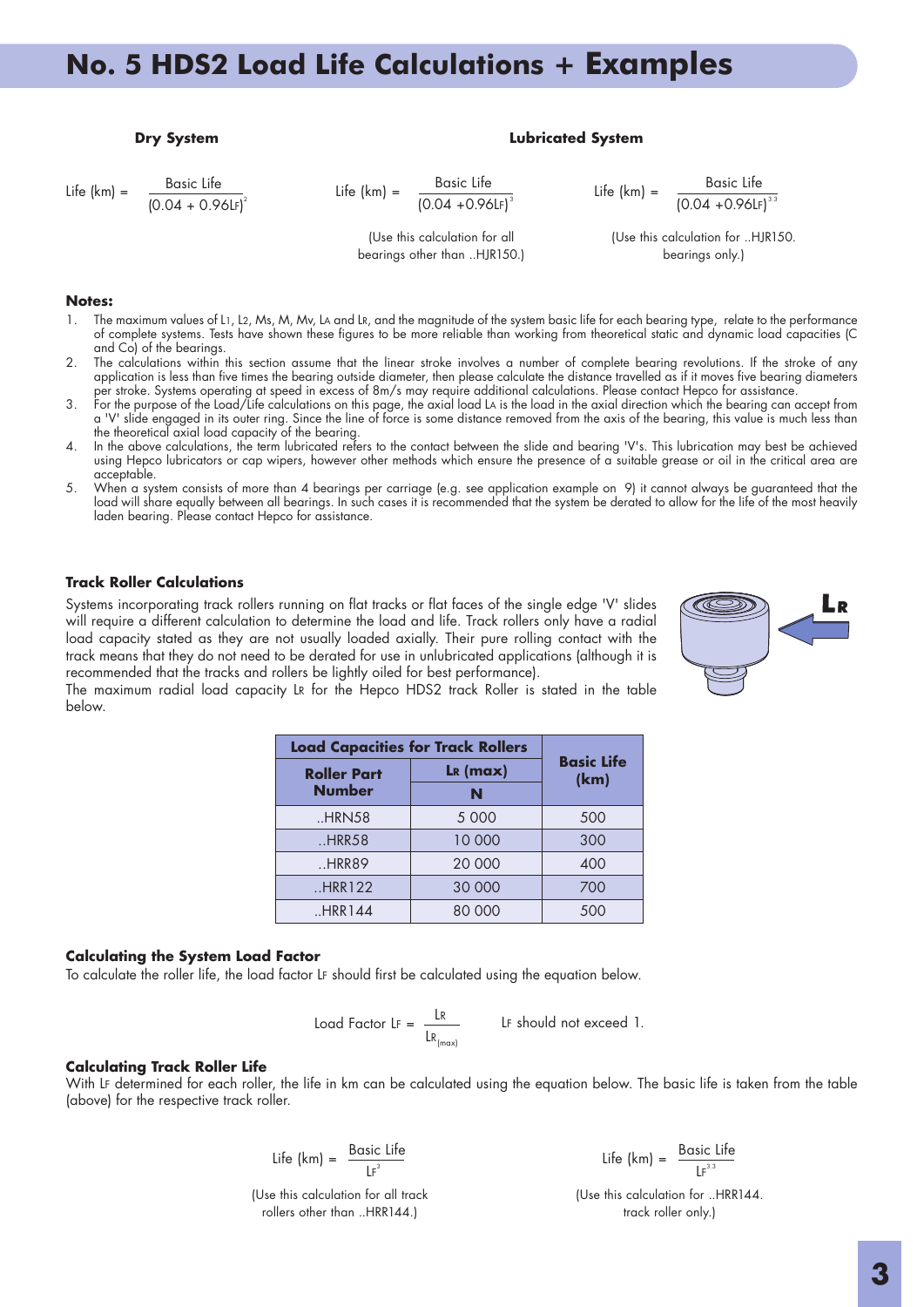# No. 5 HDS2 Load Life Calculations + Examples

**Dry System**

$$\text{Life (km)} = \frac{\text{Basic Life}}{(0.04 + 0.96L_F)^2}$$

**Lubricated System**

$$\text{Life (km)} = \frac{\text{Basic Life}}{(0.04 + 0.96L_F)^3}$$

(Use this calculation for all bearings other than ..HJR150.)

$$\text{Life (km)} = \frac{\text{Basic Life}}{(0.04 + 0.96L_F)^{3.3}}$$

(Use this calculation for ..HJR150. bearings only.)

**Notes:**

1. The maximum values of $L_1$, $L_2$, Ms, M, Mv, $L_A$ and $L_R$, and the magnitude of the system basic life for each bearing type, relate to the performance of complete systems. Tests have shown these figures to be more reliable than working from theoretical static and dynamic load capacities (C and Co) of the bearings.
2. The calculations within this section assume that the linear stroke involves a number of complete bearing revolutions. If the stroke of any application is less than five times the bearing outside diameter, then please calculate the distance travelled as if it moves five bearing diameters per stroke. Systems operating at speed in excess of 8m/s may require additional calculations. Please contact Hepco for assistance.
3. For the purpose of the Load/Life calculations on this page, the axial load $L_A$ is the load in the axial direction which the bearing can accept from a 'V' slide engaged in its outer ring. Since the line of force is some distance removed from the axis of the bearing, this value is much less than the theoretical axial load capacity of the bearing.
4. In the above calculations, the term lubricated refers to the contact between the slide and bearing 'V's. This lubrication may best be achieved using Hepco lubricators or cap wipers, however other methods which ensure the presence of a suitable grease or oil in the critical area are acceptable.
5. When a system consists of more than 4 bearings per carriage (e.g. see application example on 9) it cannot always be guaranteed that the load will share equally between all bearings. In such cases it is recommended that the system be derated to allow for the life of the most heavily laden bearing. Please contact Hepco for assistance.

### Track Roller Calculations

Systems incorporating track rollers running on flat tracks or flat faces of the single edge 'V' slides will require a different calculation to determine the load and life. Track rollers only have a radial load capacity stated as they are not usually loaded axially. Their pure rolling contact with the track means that they do not need to be derated for use in unlubricated applications (although it is recommended that the tracks and rollers be lightly oiled for best performance).
The maximum radial load capacity $L_R$ for the Hepco HDS2 track Roller is stated in the table below.

| Load Capacities for Track Rollers | | Basic Life (km) |
|---|---|---|
| Roller Part Number | $L_R$ (max) N | |
| ..HRN58 | 5 000 | 500 |
| ..HRR58 | 10 000 | 300 |
| ..HRR89 | 20 000 | 400 |
| ..HRR122 | 30 000 | 700 |
| ..HRR144 | 80 000 | 500 |

### Calculating the System Load Factor

To calculate the roller life, the load factor $L_F$ should first be calculated using the equation below.

$$\text{Load Factor } L_F = \frac{L_R}{L_{R(max)}}$$

$L_F$ should not exceed 1.

### Calculating Track Roller Life

With $L_F$ determined for each roller, the life in km can be calculated using the equation below. The basic life is taken from the table (above) for the respective track roller.

$$\text{Life (km)} = \frac{\text{Basic Life}}{L_F^3}$$

(Use this calculation for all track rollers other than ..HRR144.)

$$\text{Life (km)} = \frac{\text{Basic Life}}{L_F^{3.3}}$$

(Use this calculation for ..HRR144. track roller only.)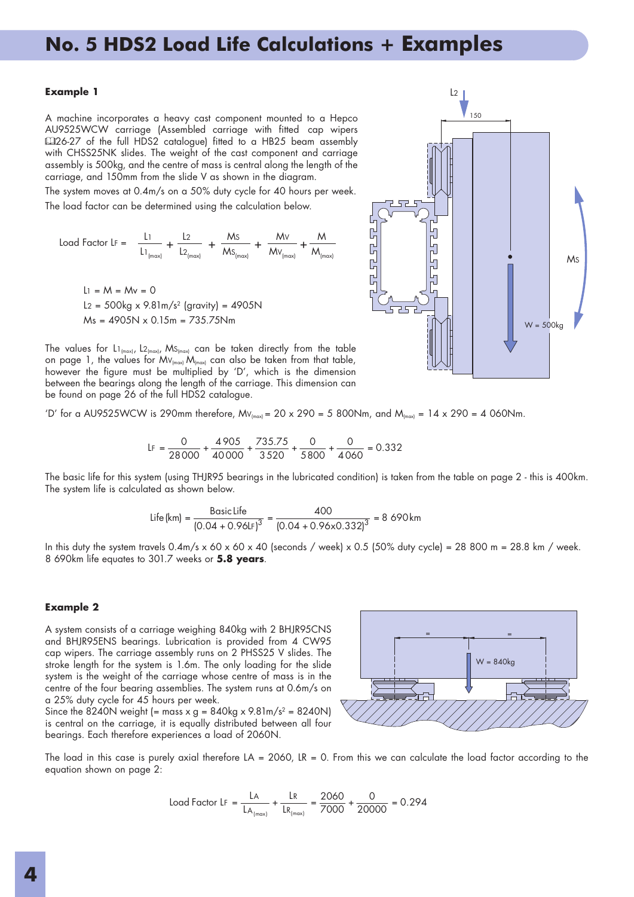# No. 5 HDS2 Load Life Calculations + Examples

### Example 1

A machine incorporates a heavy cast component mounted to a Hepco AU9525WCW carriage (Assembled carriage with fitted cap wipers 📖26-27 of the full HDS2 catalogue) fitted to a HB25 beam assembly with CHSS25NK slides. The weight of the cast component and carriage assembly is 500kg, and the centre of mass is central along the length of the carriage, and 150mm from the slide V as shown in the diagram.

The system moves at 0.4m/s on a 50% duty cycle for 40 hours per week.

The load factor can be determined using the calculation below.

$$\text{Load Factor } L_F = \frac{L_1}{L1_{(max)}} + \frac{L_2}{L2_{(max)}} + \frac{M_S}{M_{S(max)}} + \frac{M_V}{M_{V(max)}} + \frac{M}{M_{(max)}}$$

$L_1 = M = M_V = 0$

$L_2 = 500\text{kg} \times 9.81\text{m/s}^2 \text{ (gravity)} = 4905\text{N}$

$M_S = 4905\text{N} \times 0.15\text{m} = 735.75\text{Nm}$

The values for $L1_{(max)}$, $L2_{(max)}$, $M_{S(max)}$ can be taken directly from the table on page 1, the values for $M_{V(max)}$ $M_{(max)}$ can also be taken from that table, however the figure must be multiplied by 'D', which is the dimension between the bearings along the length of the carriage. This dimension can be found on page 26 of the full HDS2 catalogue.

'D' for a AU9525WCW is 290mm therefore, $M_{V(max)} = 20 \times 290 = 5\,800\text{Nm}$, and $M_{(max)} = 14 \times 290 = 4\,060\text{Nm}$.

$$L_F = \frac{0}{28\,000} + \frac{4\,905}{40\,000} + \frac{735.75}{3\,520} + \frac{0}{5\,800} + \frac{0}{4\,060} = 0.332$$

The basic life for this system (using THJR95 bearings in the lubricated condition) is taken from the table on page 2 - this is 400km. The system life is calculated as shown below.

$$\text{Life (km)} = \frac{\text{Basic Life}}{(0.04 + 0.96L_F)^3} = \frac{400}{(0.04 + 0.96 \times 0.332)^3} = 8\,690\text{km}$$

In this duty the system travels 0.4m/s x 60 x 60 x 40 (seconds / week) x 0.5 (50% duty cycle) = 28 800 m = 28.8 km / week. 8 690km life equates to 301.7 weeks or **5.8 years**.

### Example 2

A system consists of a carriage weighing 840kg with 2 BHJR95CNS and BHJR95ENS bearings. Lubrication is provided from 4 CW95 cap wipers. The carriage assembly runs on 2 PHSS25 V slides. The stroke length for the system is 1.6m. The only loading for the slide system is the weight of the carriage whose centre of mass is in the centre of the four bearing assemblies. The system runs at 0.6m/s on a 25% duty cycle for 45 hours per week.

Since the 8240N weight (= mass x g = 840kg x 9.81m/s² = 8240N) is central on the carriage, it is equally distributed between all four bearings. Each therefore experiences a load of 2060N.

The load in this case is purely axial therefore LA = 2060, LR = 0. From this we can calculate the load factor according to the equation shown on page 2:

$$\text{Load Factor } L_F = \frac{L_A}{L_{A(max)}} + \frac{L_R}{L_{R(max)}} = \frac{2060}{7000} + \frac{0}{20000} = 0.294$$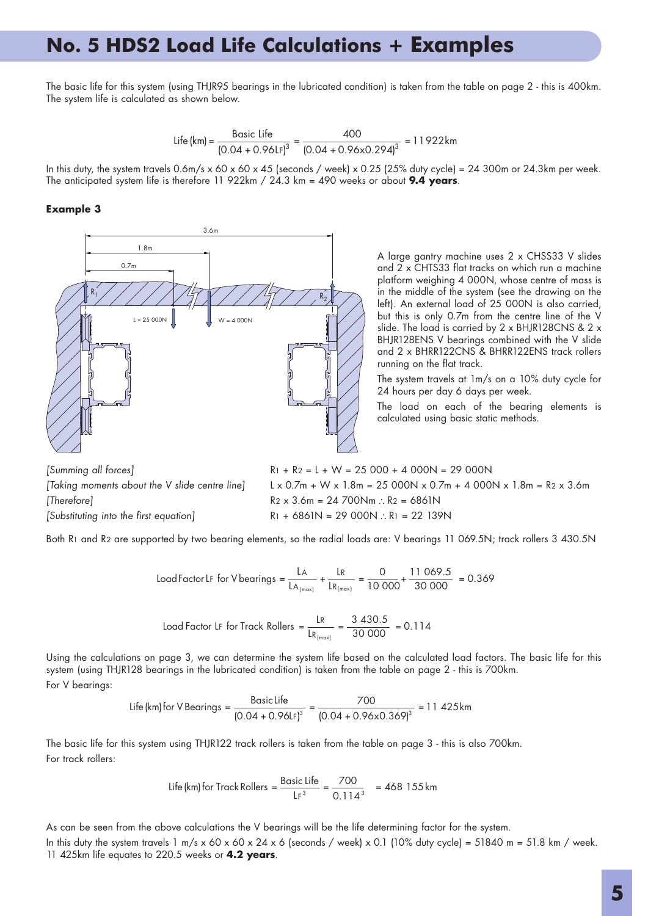# No. 5 HDS2 Load Life Calculations + Examples

The basic life for this system (using THJR95 bearings in the lubricated condition) is taken from the table on page 2 - this is 400km. The system life is calculated as shown below.

$$\text{Life (km)} = \frac{\text{Basic Life}}{(0.04 + 0.96L_F)^3} = \frac{400}{(0.04 + 0.96 \times 0.294)^3} = 11\,922\text{km}$$

In this duty, the system travels 0.6m/s x 60 x 60 x 45 (seconds / week) x 0.25 (25% duty cycle) = 24 300m or 24.3km per week. The anticipated system life is therefore 11 922km / 24.3 km = 490 weeks or about **9.4 years**.

### Example 3

A large gantry machine uses 2 x CHSS33 V slides and 2 x CHTS33 flat tracks on which run a machine platform weighing 4 000N, whose centre of mass is in the middle of the system (see the drawing on the left). An external load of 25 000N is also carried, but this is only 0.7m from the centre line of the V slide. The load is carried by 2 x BHJR128CNS & 2 x BHJR128ENS V bearings combined with the V slide and 2 x BHRR122CNS & BHRR122ENS track rollers running on the flat track.

The system travels at 1m/s on a 10% duty cycle for 24 hours per day 6 days per week.

The load on each of the bearing elements is calculated using basic static methods.

| | |
|---|---|
| *[Summing all forces]* | $R_1 + R_2 = L + W = 25\,000 + 4\,000\text{N} = 29\,000\text{N}$ |
| *[Taking moments about the V slide centre line]* | $L \times 0.7\text{m} + W \times 1.8\text{m} = 25\,000\text{N} \times 0.7\text{m} + 4\,000\text{N} \times 1.8\text{m} = R_2 \times 3.6\text{m}$ |
| *[Therefore]* | $R_2 \times 3.6\text{m} = 24\,700\text{Nm} \therefore R_2 = 6861\text{N}$ |
| *[Substituting into the first equation]* | $R_1 + 6861\text{N} = 29\,000\text{N} \therefore R_1 = 22\,139\text{N}$ |

Both $R_1$ and $R_2$ are supported by two bearing elements, so the radial loads are: V bearings 11 069.5N; track rollers 3 430.5N

$$\text{Load Factor } L_F \text{ for V bearings} = \frac{L_A}{L_{A(max)}} + \frac{L_R}{L_{R(max)}} = \frac{0}{10\,000} + \frac{11\,069.5}{30\,000} = 0.369$$

$$\text{Load Factor } L_F \text{ for Track Rollers} = \frac{L_R}{L_{R(max)}} = \frac{3\,430.5}{30\,000} = 0.114$$

Using the calculations on page 3, we can determine the system life based on the calculated load factors. The basic life for this system (using THJR128 bearings in the lubricated condition) is taken from the table on page 2 - this is 700km.

For V bearings:

$$\text{Life (km) for V Bearings} = \frac{\text{Basic Life}}{(0.04 + 0.96L_F)^3} = \frac{700}{(0.04 + 0.96 \times 0.369)^3} = 11\,425\text{km}$$

The basic life for this system using THJR122 track rollers is taken from the table on page 3 - this is also 700km.

For track rollers:

$$\text{Life (km) for Track Rollers} = \frac{\text{Basic Life}}{L_F^3} = \frac{700}{0.114^3} = 468\,155\text{km}$$

As can be seen from the above calculations the V bearings will be the life determining factor for the system.

In this duty the system travels 1 m/s x 60 x 60 x 24 x 6 (seconds / week) x 0.1 (10% duty cycle) = 51840 m = 51.8 km / week. 11 425km life equates to 220.5 weeks or **4.2 years**.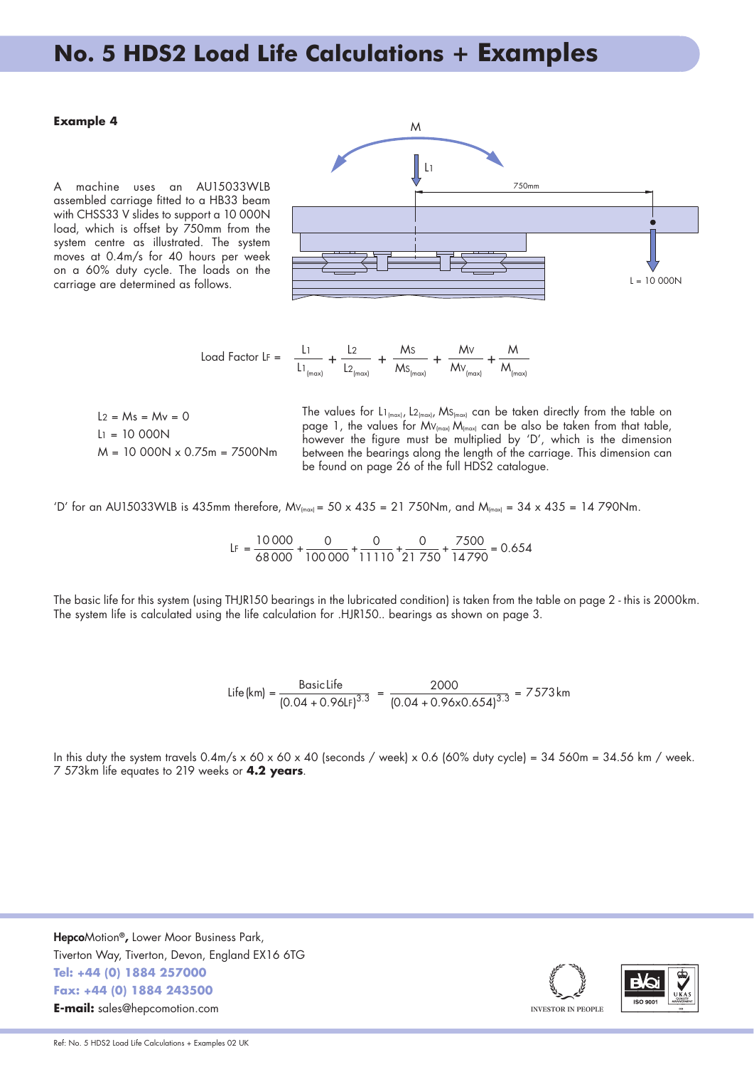# No. 5 HDS2 Load Life Calculations + Examples

**Example 4**

A machine uses an AU15033WLB assembled carriage fitted to a HB33 beam with CHSS33 V slides to support a 10 000N load, which is offset by 750mm from the system centre as illustrated. The system moves at 0.4m/s for 40 hours per week on a 60% duty cycle. The loads on the carriage are determined as follows.

M

L1

750mm

L = 10 000N

$$\text{Load Factor } L_F = \frac{L_1}{L_{1(max)}} + \frac{L_2}{L_{2(max)}} + \frac{M_S}{M_{S(max)}} + \frac{M_V}{M_{V(max)}} + \frac{M}{M_{(max)}}$$

$L_2 = M_S = M_V = 0$

$L_1 = 10\ 000N$

$M = 10\ 000N \times 0.75m = 7500Nm$

The values for $L1_{(max)}$, $L2_{(max)}$, $MS_{(max)}$ can be taken directly from the table on page 1, the values for $MV_{(max)}$ $M_{(max)}$ can be also be taken from that table, however the figure must be multiplied by 'D', which is the dimension between the bearings along the length of the carriage. This dimension can be found on page 26 of the full HDS2 catalogue.

'D' for an AU15033WLB is 435mm therefore, $MV_{(max)} = 50 \times 435 = 21\ 750Nm$, and $M_{(max)} = 34 \times 435 = 14\ 790Nm$.

$$L_F = \frac{10\,000}{68\,000} + \frac{0}{100\,000} + \frac{0}{11\,110} + \frac{0}{21\,750} + \frac{7500}{14\,790} = 0.654$$

The basic life for this system (using THJR150 bearings in the lubricated condition) is taken from the table on page 2 - this is 2000km. The system life is calculated using the life calculation for .HJR150.. bearings as shown on page 3.

$$\text{Life (km)} = \frac{\text{Basic Life}}{(0.04 + 0.96L_F)^{3.3}} = \frac{2000}{(0.04 + 0.96 \times 0.654)^{3.3}} = 7\,573\,\text{km}$$

In this duty the system travels 0.4m/s x 60 x 60 x 40 (seconds / week) x 0.6 (60% duty cycle) = 34 560m = 34.56 km / week. 7 573km life equates to 219 weeks or **4.2 years**.

**Hepco**Motion®**,** Lower Moor Business Park,
Tiverton Way, Tiverton, Devon, England EX16 6TG
**Tel: +44 (0) 1884 257000**
**Fax: +44 (0) 1884 243500**
**E-mail:** sales@hepcomotion.com

INVESTOR IN PEOPLE

ISO 9001

Ref: No. 5 HDS2 Load Life Calculations + Examples 02 UK